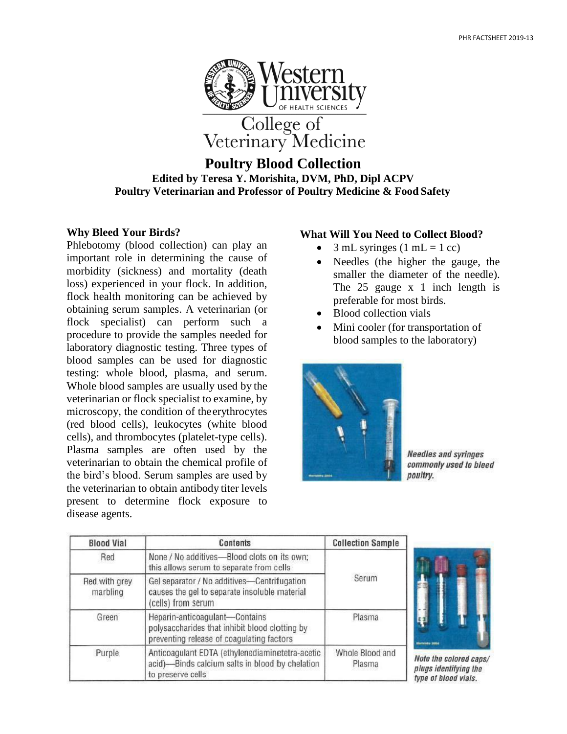# Poultry Blood Collection

**Edited by Teresa Y. Morishita, DVM, PhD, Dipl ACPV**
**Poultry Veterinarian and Professor of Poultry Medicine & Food Safety**

### Why Bleed Your Birds?

Phlebotomy (blood collection) can play an important role in determining the cause of morbidity (sickness) and mortality (death loss) experienced in your flock. In addition, flock health monitoring can be achieved by obtaining serum samples. A veterinarian (or flock specialist) can perform such a procedure to provide the samples needed for laboratory diagnostic testing. Three types of blood samples can be used for diagnostic testing: whole blood, plasma, and serum. Whole blood samples are usually used by the veterinarian or flock specialist to examine, by microscopy, the condition of the erythrocytes (red blood cells), leukocytes (white blood cells), and thrombocytes (platelet-type cells). Plasma samples are often used by the veterinarian to obtain the chemical profile of the bird's blood. Serum samples are used by the veterinarian to obtain antibody titer levels present to determine flock exposure to disease agents.

### What Will You Need to Collect Blood?

- 3 mL syringes (1 mL = 1 cc)
- Needles (the higher the gauge, the smaller the diameter of the needle). The 25 gauge x 1 inch length is preferable for most birds.
- Blood collection vials
- Mini cooler (for transportation of blood samples to the laboratory)

*Needles and syringes commonly used to bleed poultry.*

| Blood Vial | Contents | Collection Sample |
|---|---|---|
| Red | None / No additives—Blood clots on its own; this allows serum to separate from cells | Serum |
| Red with grey marbling | Gel separator / No additives—Centrifugation causes the gel to separate insoluble material (cells) from serum | |
| Green | Heparin-anticoagulant—Contains polysaccharides that inhibit blood clotting by preventing release of coagulating factors | Plasma |
| Purple | Anticoagulant EDTA (ethylenediaminetetra-acetic acid)—Binds calcium salts in blood by chelation to preserve cells | Whole Blood and Plasma |

*Note the colored caps/plugs identifying the type of blood vials.*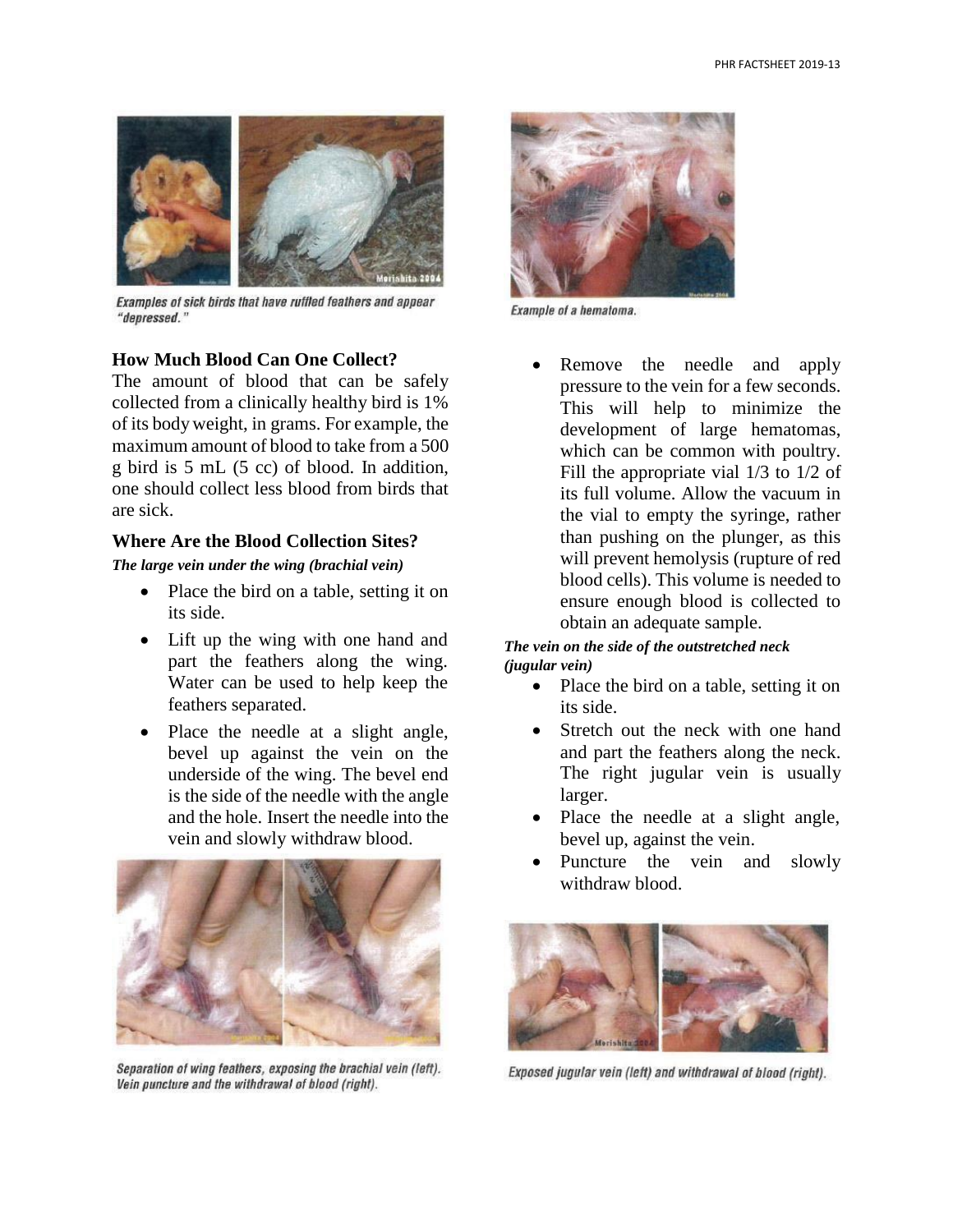Examples of sick birds that have ruffled feathers and appear "depressed."

## How Much Blood Can One Collect?

The amount of blood that can be safely collected from a clinically healthy bird is 1% of its body weight, in grams. For example, the maximum amount of blood to take from a 500 g bird is 5 mL (5 cc) of blood. In addition, one should collect less blood from birds that are sick.

## Where Are the Blood Collection Sites?

***The large vein under the wing (brachial vein)***

- Place the bird on a table, setting it on its side.
- Lift up the wing with one hand and part the feathers along the wing. Water can be used to help keep the feathers separated.
- Place the needle at a slight angle, bevel up against the vein on the underside of the wing. The bevel end is the side of the needle with the angle and the hole. Insert the needle into the vein and slowly withdraw blood.

Separation of wing feathers, exposing the brachial vein (left). Vein puncture and the withdrawal of blood (right).

Example of a hematoma.

- Remove the needle and apply pressure to the vein for a few seconds. This will help to minimize the development of large hematomas, which can be common with poultry. Fill the appropriate vial 1/3 to 1/2 of its full volume. Allow the vacuum in the vial to empty the syringe, rather than pushing on the plunger, as this will prevent hemolysis (rupture of red blood cells). This volume is needed to ensure enough blood is collected to obtain an adequate sample.

***The vein on the side of the outstretched neck (jugular vein)***

- Place the bird on a table, setting it on its side.
- Stretch out the neck with one hand and part the feathers along the neck. The right jugular vein is usually larger.
- Place the needle at a slight angle, bevel up, against the vein.
- Puncture the vein and slowly withdraw blood.

Exposed jugular vein (left) and withdrawal of blood (right).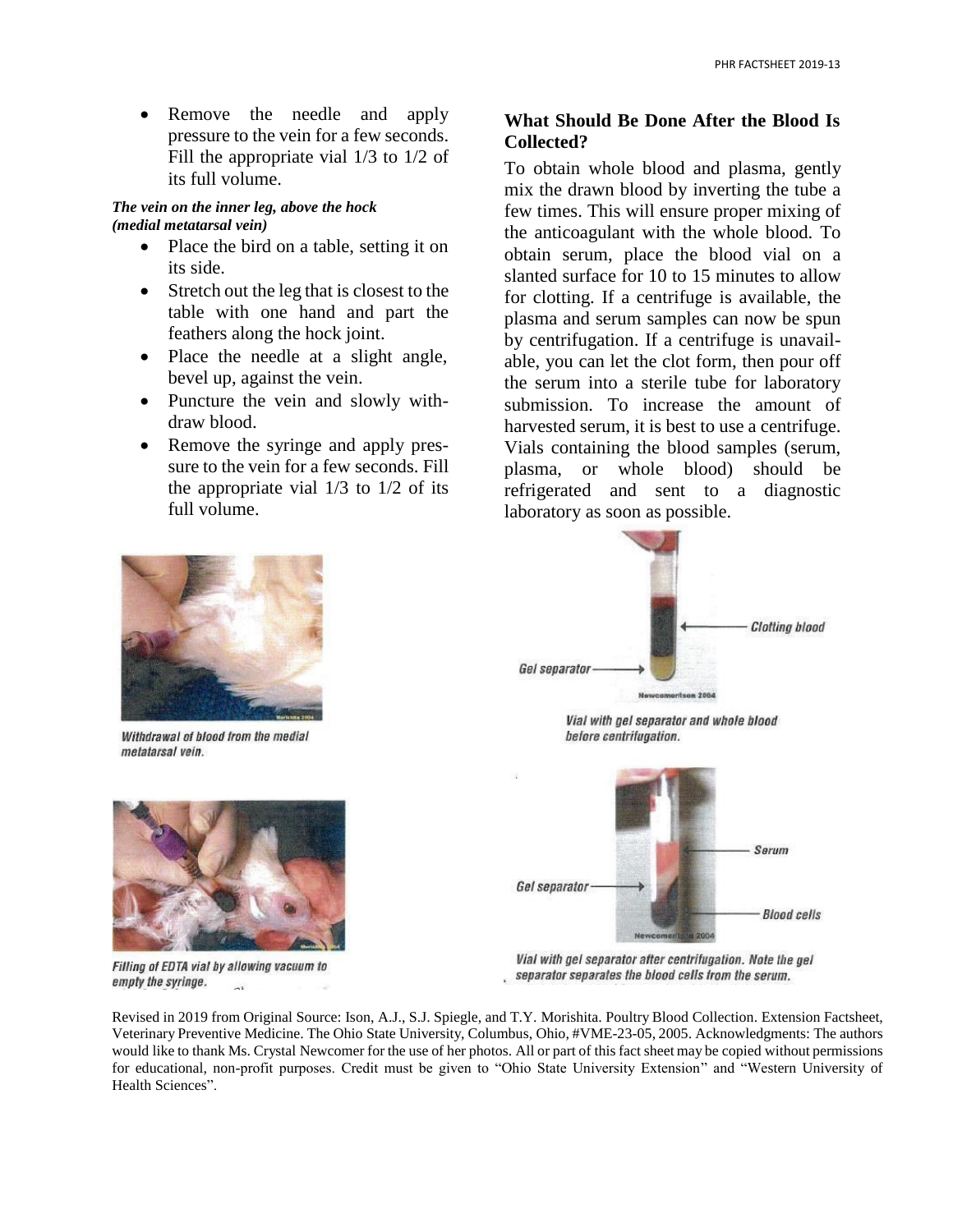- Remove the needle and apply pressure to the vein for a few seconds. Fill the appropriate vial 1/3 to 1/2 of its full volume.

***The vein on the inner leg, above the hock (medial metatarsal vein)***

- Place the bird on a table, setting it on its side.
- Stretch out the leg that is closest to the table with one hand and part the feathers along the hock joint.
- Place the needle at a slight angle, bevel up, against the vein.
- Puncture the vein and slowly withdraw blood.
- Remove the syringe and apply pressure to the vein for a few seconds. Fill the appropriate vial 1/3 to 1/2 of its full volume.

*Withdrawal of blood from the medial metatarsal vein.*

*Filling of EDTA vial by allowing vacuum to empty the syringe.*

## What Should Be Done After the Blood Is Collected?

To obtain whole blood and plasma, gently mix the drawn blood by inverting the tube a few times. This will ensure proper mixing of the anticoagulant with the whole blood. To obtain serum, place the blood vial on a slanted surface for 10 to 15 minutes to allow for clotting. If a centrifuge is available, the plasma and serum samples can now be spun by centrifugation. If a centrifuge is unavailable, you can let the clot form, then pour off the serum into a sterile tube for laboratory submission. To increase the amount of harvested serum, it is best to use a centrifuge. Vials containing the blood samples (serum, plasma, or whole blood) should be refrigerated and sent to a diagnostic laboratory as soon as possible.

Clotting blood

Gel separator

*Vial with gel separator and whole blood before centrifugation.*

Serum

Gel separator

Blood cells

*Vial with gel separator after centrifugation. Note the gel separator separates the blood cells from the serum.*

Revised in 2019 from Original Source: Ison, A.J., S.J. Spiegle, and T.Y. Morishita. Poultry Blood Collection. Extension Factsheet, Veterinary Preventive Medicine. The Ohio State University, Columbus, Ohio, #VME-23-05, 2005. Acknowledgments: The authors would like to thank Ms. Crystal Newcomer for the use of her photos. All or part of this fact sheet may be copied without permissions for educational, non-profit purposes. Credit must be given to "Ohio State University Extension" and "Western University of Health Sciences".